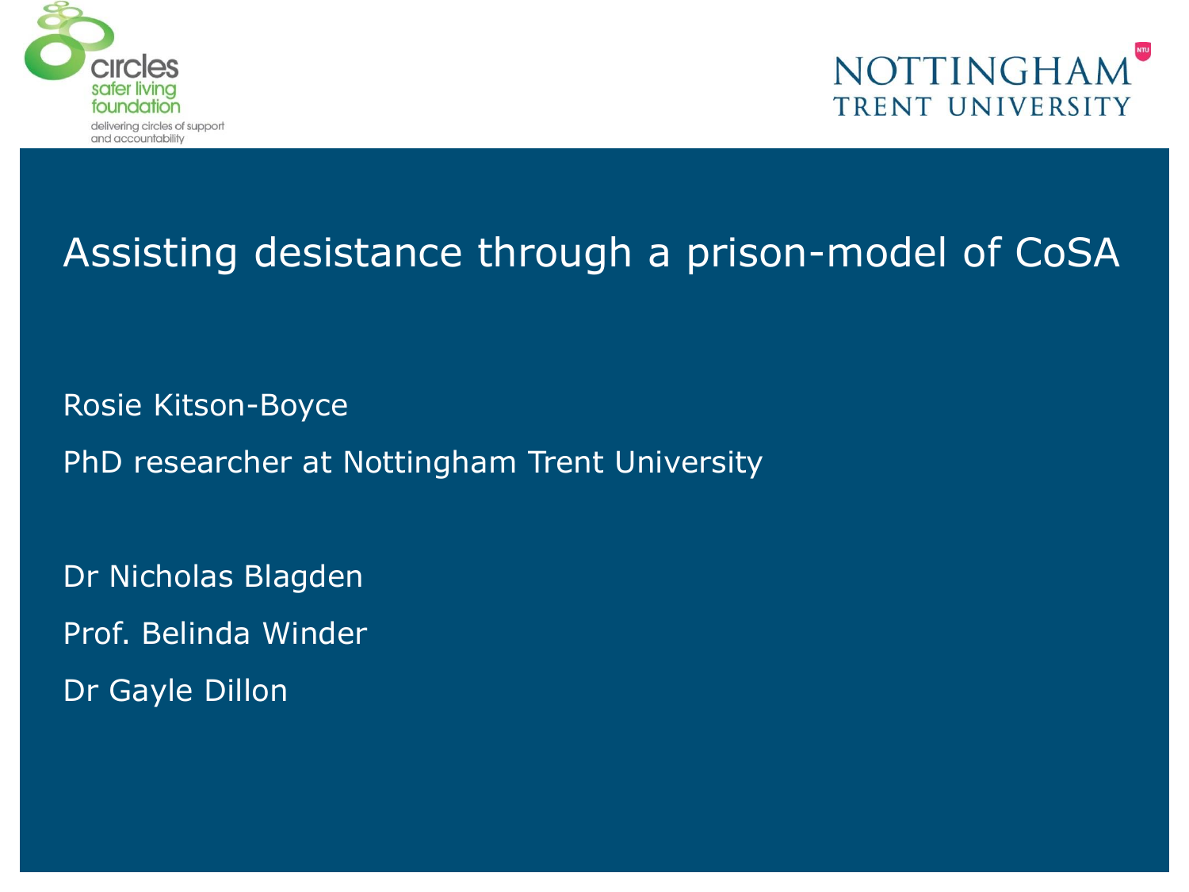circles safer living foundation

delivering circles of support and accountability

NOTTINGHAM TRENT UNIVERSITY

# Assisting desistance through a prison-model of CoSA

Rosie Kitson-Boyce

PhD researcher at Nottingham Trent University

Dr Nicholas Blagden

Prof. Belinda Winder

Dr Gayle Dillon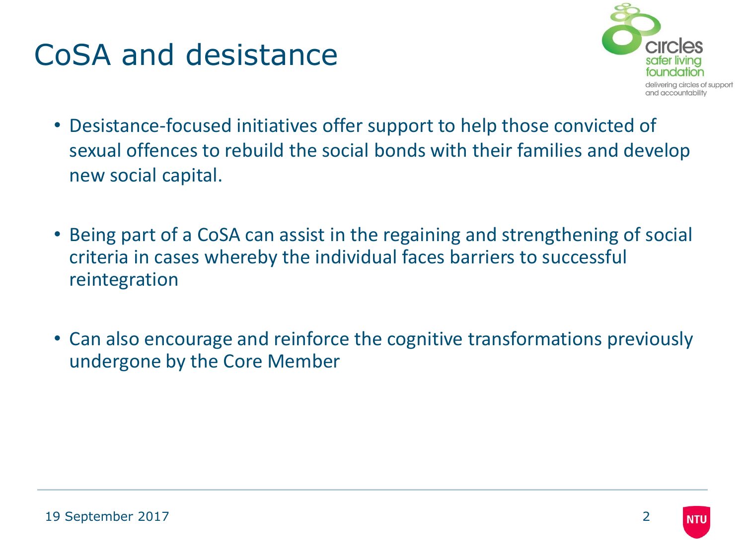# CoSA and desistance

- Desistance-focused initiatives offer support to help those convicted of sexual offences to rebuild the social bonds with their families and develop new social capital.

- Being part of a CoSA can assist in the regaining and strengthening of social criteria in cases whereby the individual faces barriers to successful reintegration

- Can also encourage and reinforce the cognitive transformations previously undergone by the Core Member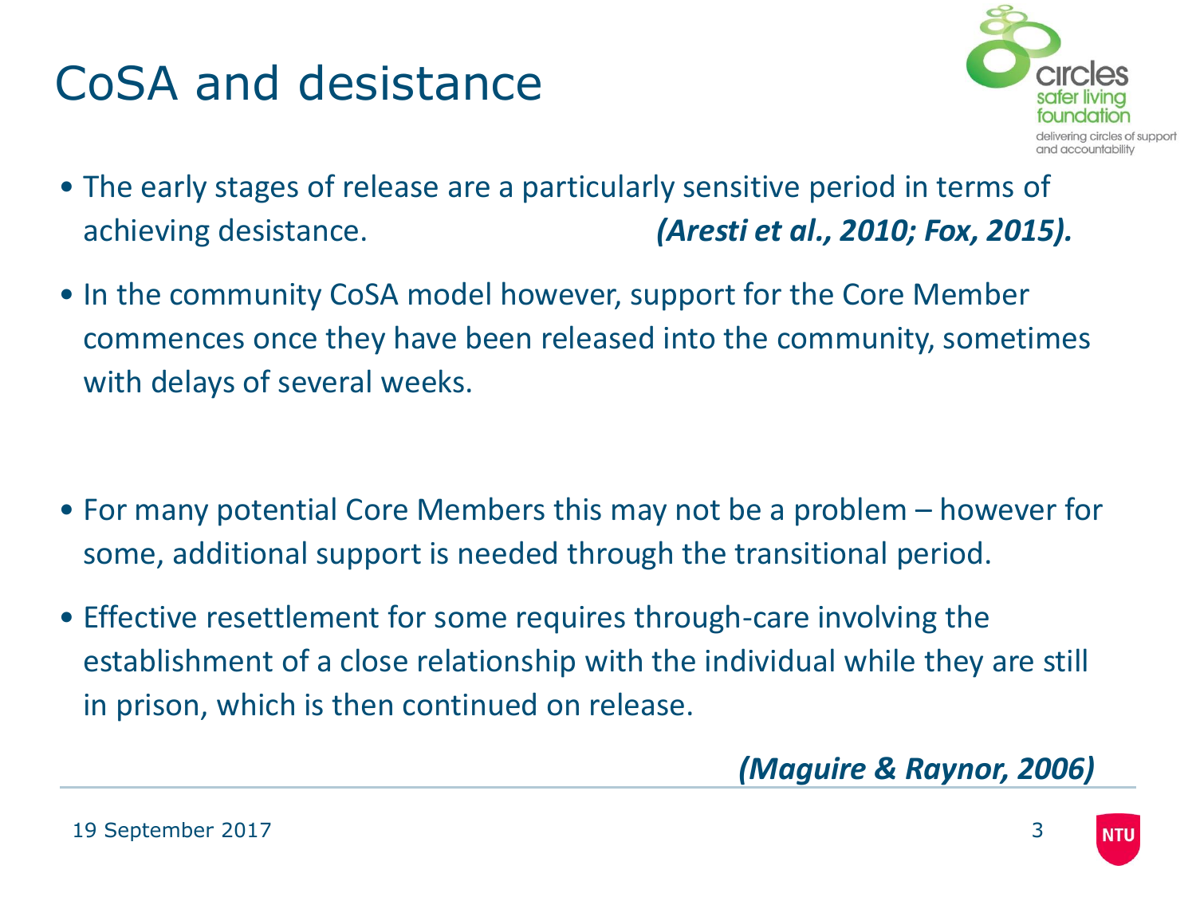# CoSA and desistance

- The early stages of release are a particularly sensitive period in terms of achieving desistance. ***(Aresti et al., 2010; Fox, 2015).***
- In the community CoSA model however, support for the Core Member commences once they have been released into the community, sometimes with delays of several weeks.
- For many potential Core Members this may not be a problem – however for some, additional support is needed through the transitional period.
- Effective resettlement for some requires through-care involving the establishment of a close relationship with the individual while they are still in prison, which is then continued on release.

***(Maguire & Raynor, 2006)***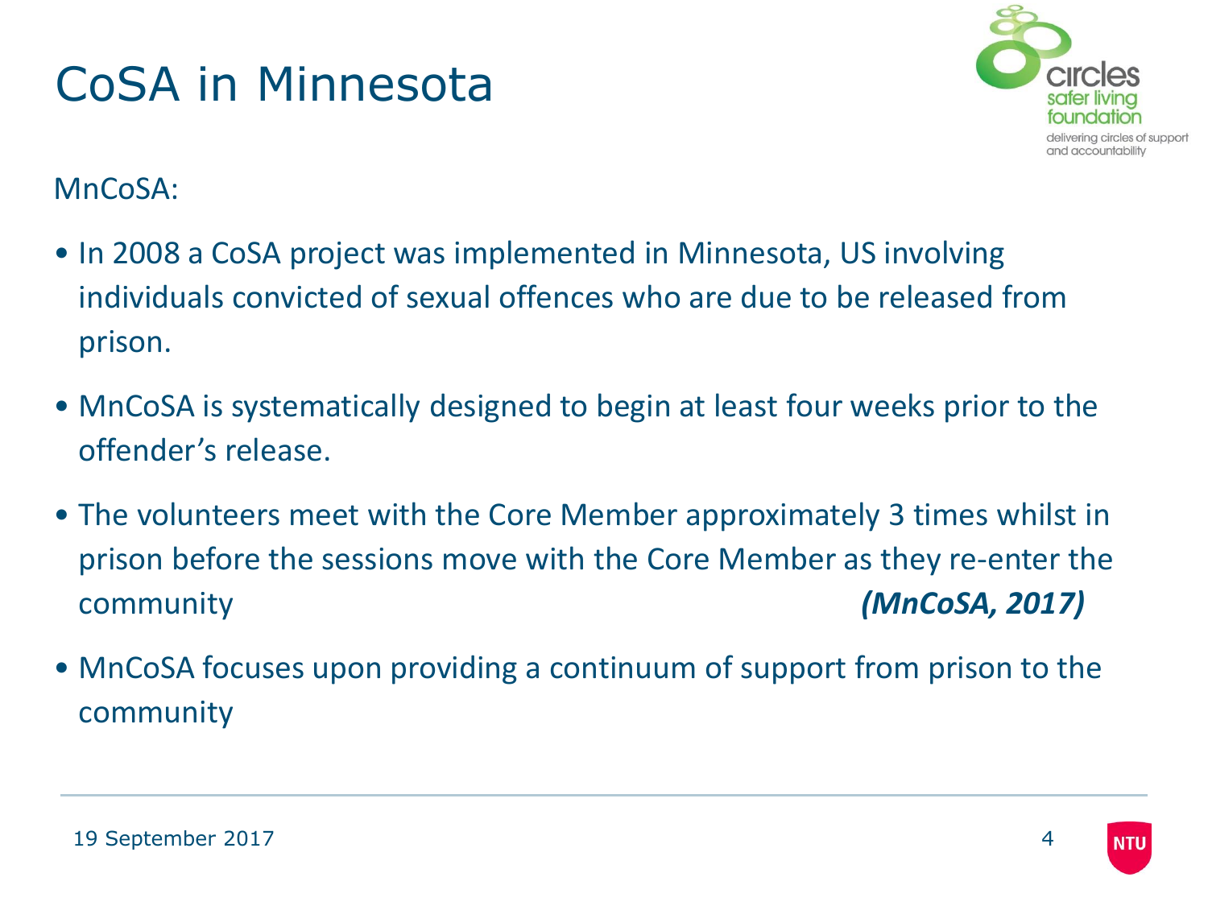# CoSA in Minnesota

MnCoSA:

- In 2008 a CoSA project was implemented in Minnesota, US involving individuals convicted of sexual offences who are due to be released from prison.
- MnCoSA is systematically designed to begin at least four weeks prior to the offender's release.
- The volunteers meet with the Core Member approximately 3 times whilst in prison before the sessions move with the Core Member as they re-enter the community ***(MnCoSA, 2017)***
- MnCoSA focuses upon providing a continuum of support from prison to the community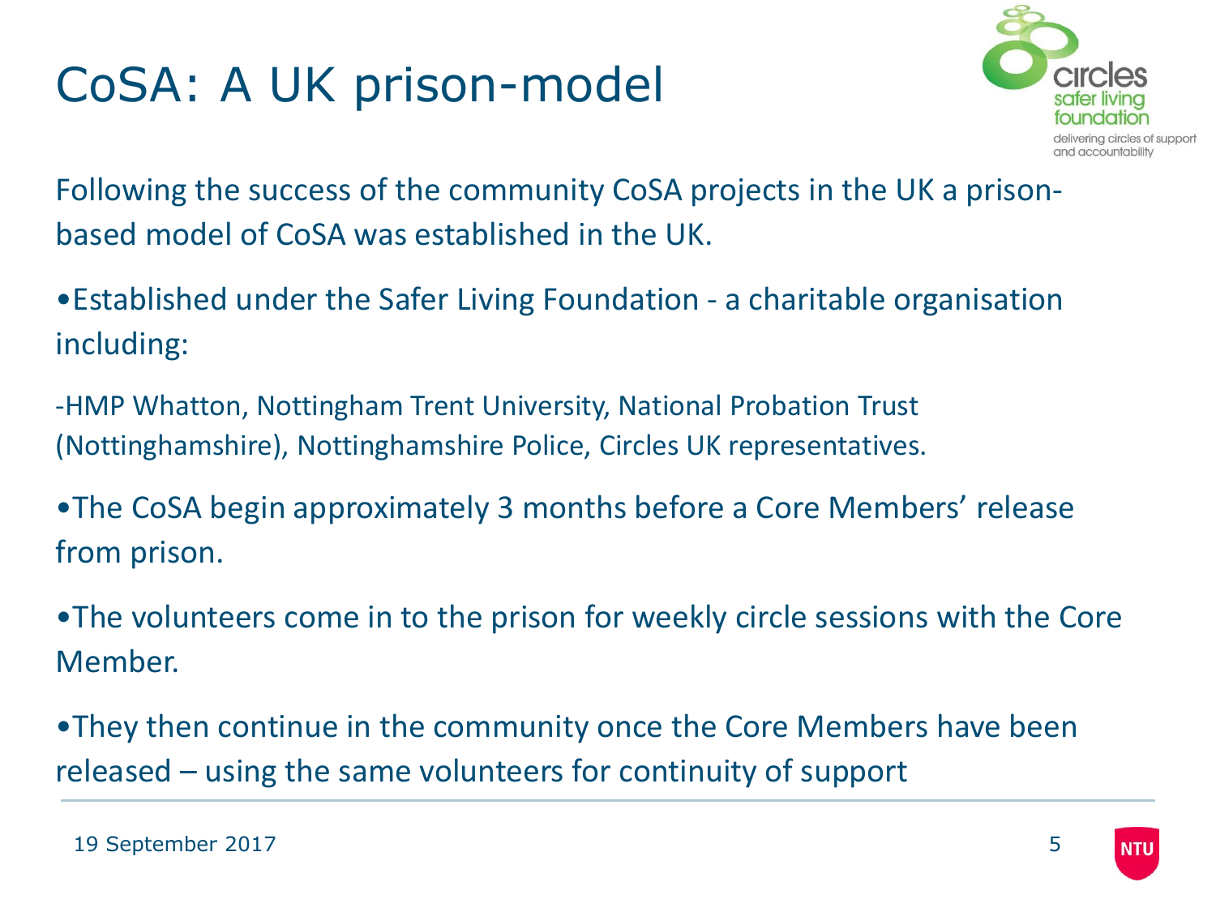# CoSA: A UK prison-model

Following the success of the community CoSA projects in the UK a prison-based model of CoSA was established in the UK.

- Established under the Safer Living Foundation - a charitable organisation including:

-HMP Whatton, Nottingham Trent University, National Probation Trust (Nottinghamshire), Nottinghamshire Police, Circles UK representatives.

- The CoSA begin approximately 3 months before a Core Members' release from prison.
- The volunteers come in to the prison for weekly circle sessions with the Core Member.
- They then continue in the community once the Core Members have been released – using the same volunteers for continuity of support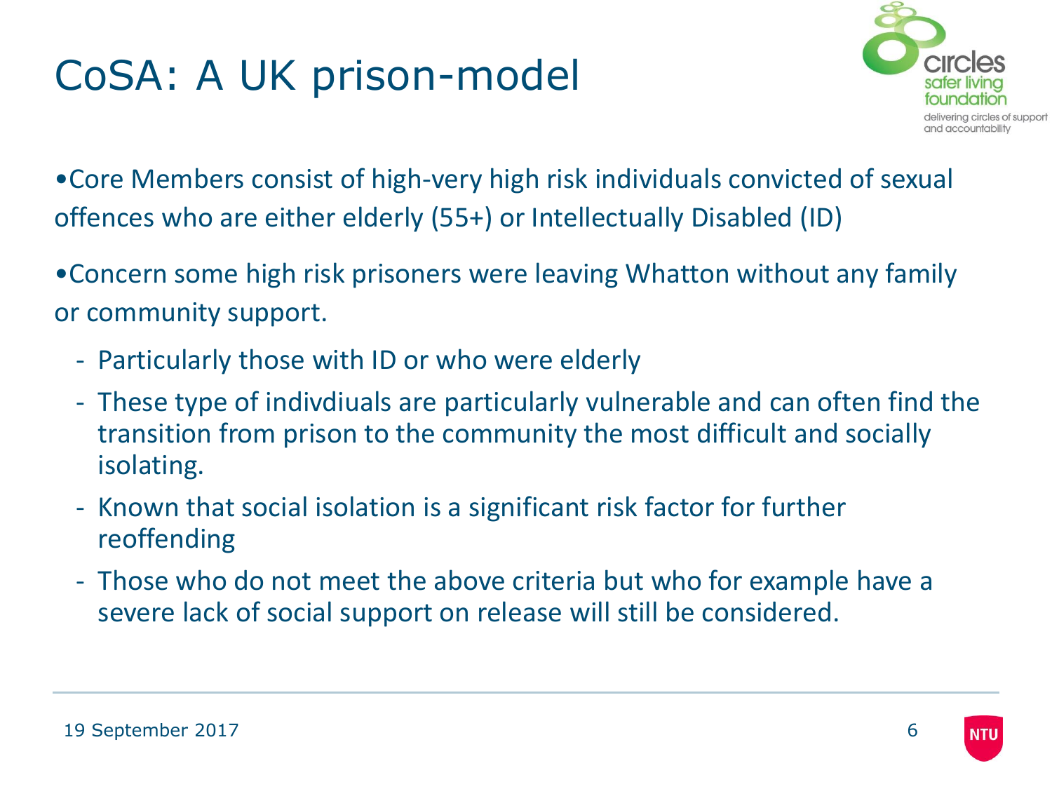# CoSA: A UK prison-model

- Core Members consist of high-very high risk individuals convicted of sexual offences who are either elderly (55+) or Intellectually Disabled (ID)
- Concern some high risk prisoners were leaving Whatton without any family or community support.
  - Particularly those with ID or who were elderly
  - These type of indivdiuals are particularly vulnerable and can often find the transition from prison to the community the most difficult and socially isolating.
  - Known that social isolation is a significant risk factor for further reoffending
  - Those who do not meet the above criteria but who for example have a severe lack of social support on release will still be considered.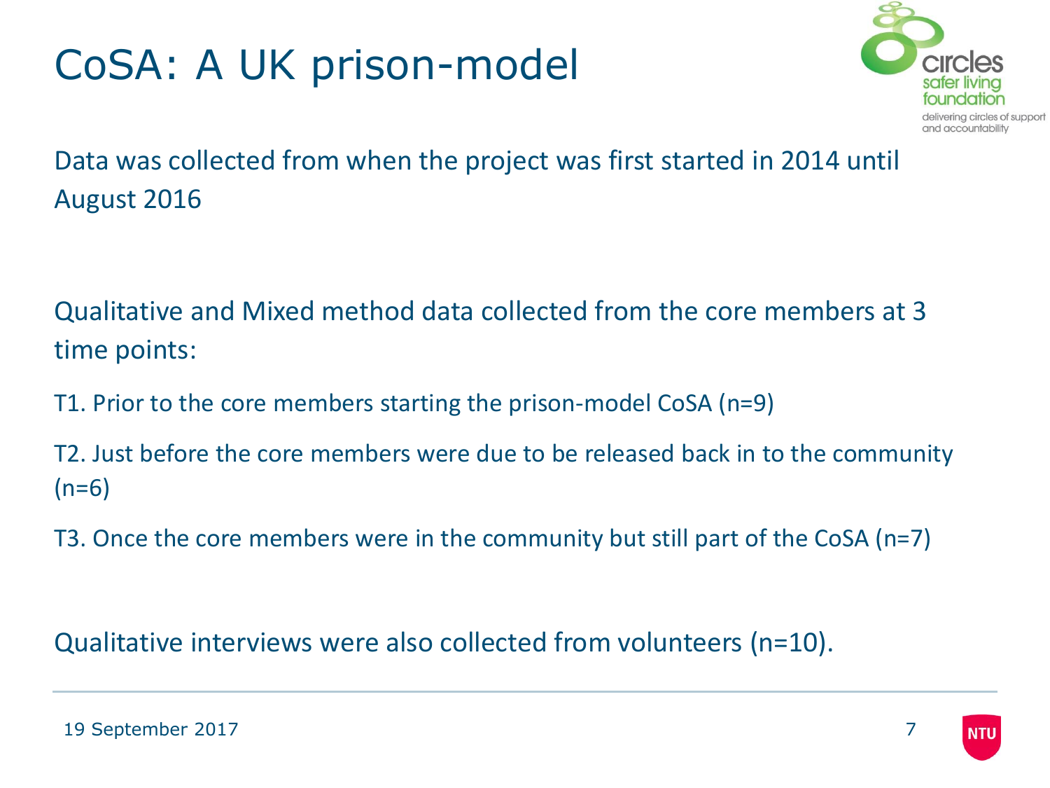# CoSA: A UK prison-model

Data was collected from when the project was first started in 2014 until August 2016

Qualitative and Mixed method data collected from the core members at 3 time points:

T1. Prior to the core members starting the prison-model CoSA (n=9)

T2. Just before the core members were due to be released back in to the community (n=6)

T3. Once the core members were in the community but still part of the CoSA (n=7)

Qualitative interviews were also collected from volunteers (n=10).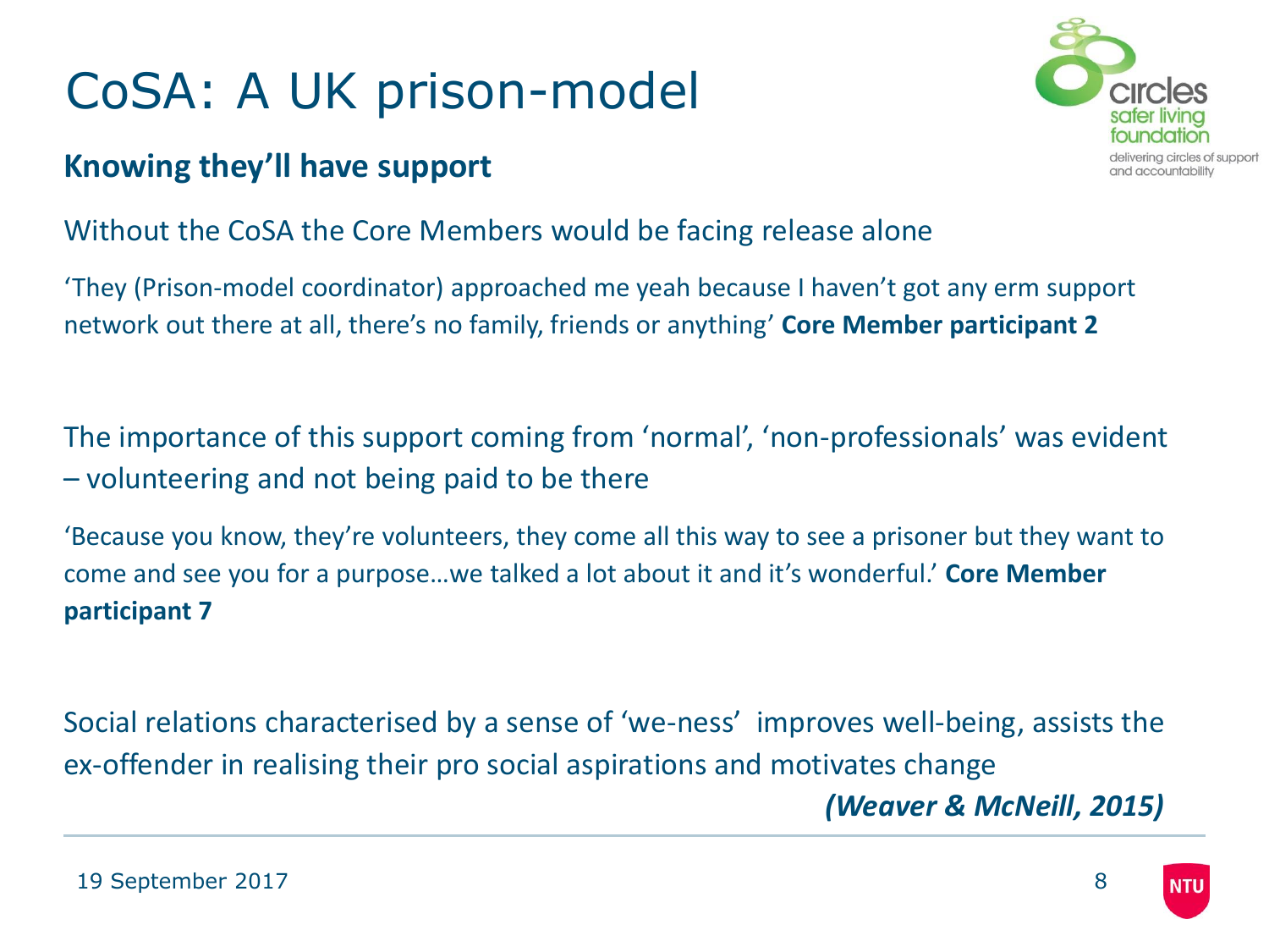# CoSA: A UK prison-model

## Knowing they'll have support

Without the CoSA the Core Members would be facing release alone

'They (Prison-model coordinator) approached me yeah because I haven't got any erm support network out there at all, there's no family, friends or anything' **Core Member participant 2**

The importance of this support coming from 'normal', 'non-professionals' was evident – volunteering and not being paid to be there

'Because you know, they're volunteers, they come all this way to see a prisoner but they want to come and see you for a purpose…we talked a lot about it and it's wonderful.' **Core Member participant 7**

Social relations characterised by a sense of 'we-ness' improves well-being, assists the ex-offender in realising their pro social aspirations and motivates change

***(Weaver & McNeill, 2015)***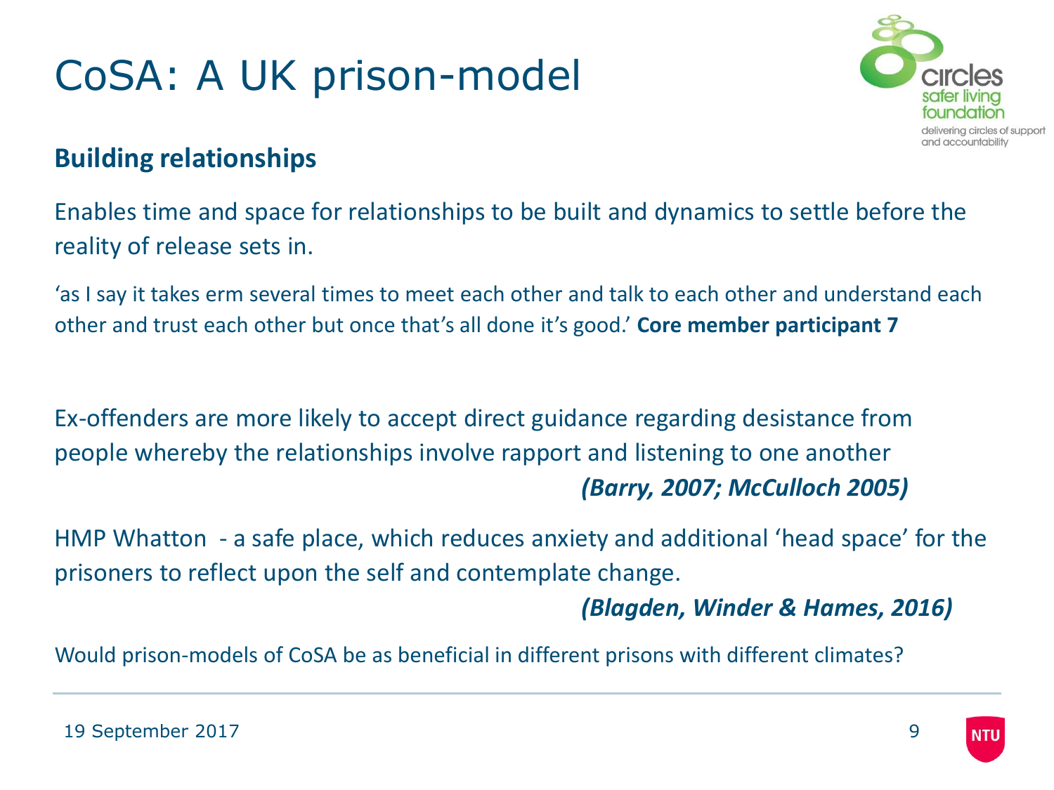# CoSA: A UK prison-model

## Building relationships

Enables time and space for relationships to be built and dynamics to settle before the reality of release sets in.

'as I say it takes erm several times to meet each other and talk to each other and understand each other and trust each other but once that's all done it's good.' **Core member participant 7**

Ex-offenders are more likely to accept direct guidance regarding desistance from people whereby the relationships involve rapport and listening to one another

***(Barry, 2007; McCulloch 2005)***

HMP Whatton - a safe place, which reduces anxiety and additional 'head space' for the prisoners to reflect upon the self and contemplate change.

***(Blagden, Winder & Hames, 2016)***

Would prison-models of CoSA be as beneficial in different prisons with different climates?

19 September 2017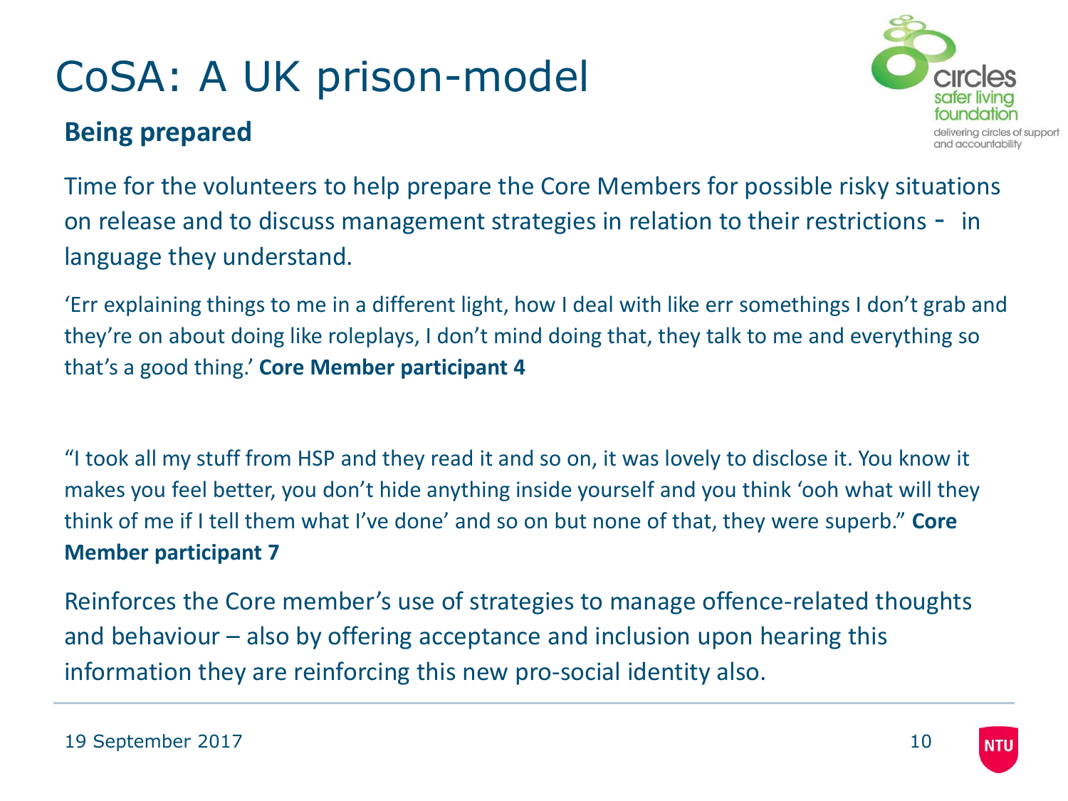# CoSA: A UK prison-model

## Being prepared

Time for the volunteers to help prepare the Core Members for possible risky situations on release and to discuss management strategies in relation to their restrictions - in language they understand.

'Err explaining things to me in a different light, how I deal with like err somethings I don't grab and they're on about doing like roleplays, I don't mind doing that, they talk to me and everything so that's a good thing.' **Core Member participant 4**

"I took all my stuff from HSP and they read it and so on, it was lovely to disclose it. You know it makes you feel better, you don't hide anything inside yourself and you think 'ooh what will they think of me if I tell them what I've done' and so on but none of that, they were superb." **Core Member participant 7**

Reinforces the Core member's use of strategies to manage offence-related thoughts and behaviour – also by offering acceptance and inclusion upon hearing this information they are reinforcing this new pro-social identity also.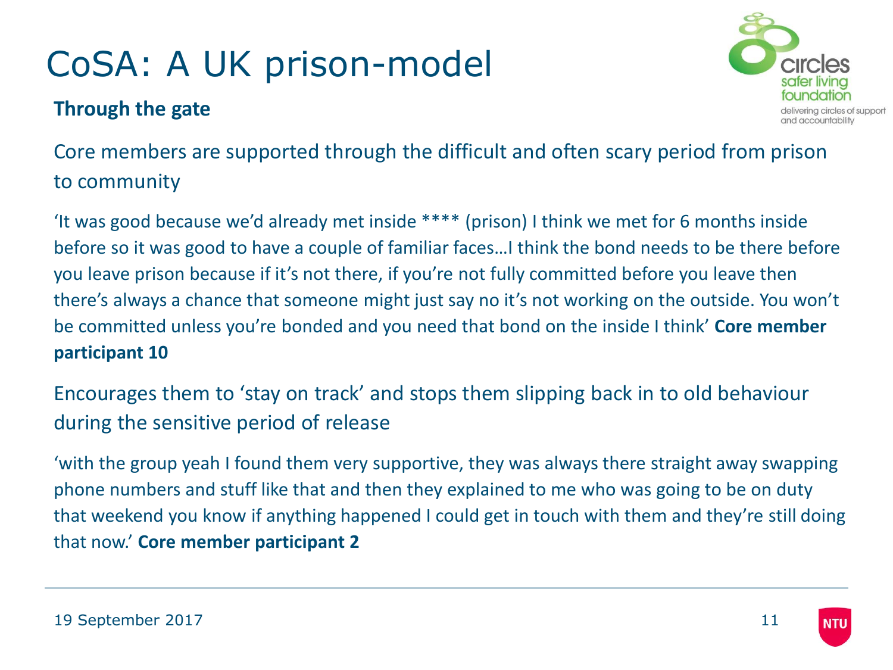# CoSA: A UK prison-model

## Through the gate

Core members are supported through the difficult and often scary period from prison to community

'It was good because we'd already met inside **** (prison) I think we met for 6 months inside before so it was good to have a couple of familiar faces…I think the bond needs to be there before you leave prison because if it's not there, if you're not fully committed before you leave then there's always a chance that someone might just say no it's not working on the outside. You won't be committed unless you're bonded and you need that bond on the inside I think' **Core member participant 10**

Encourages them to 'stay on track' and stops them slipping back in to old behaviour during the sensitive period of release

'with the group yeah I found them very supportive, they was always there straight away swapping phone numbers and stuff like that and then they explained to me who was going to be on duty that weekend you know if anything happened I could get in touch with them and they're still doing that now.' **Core member participant 2**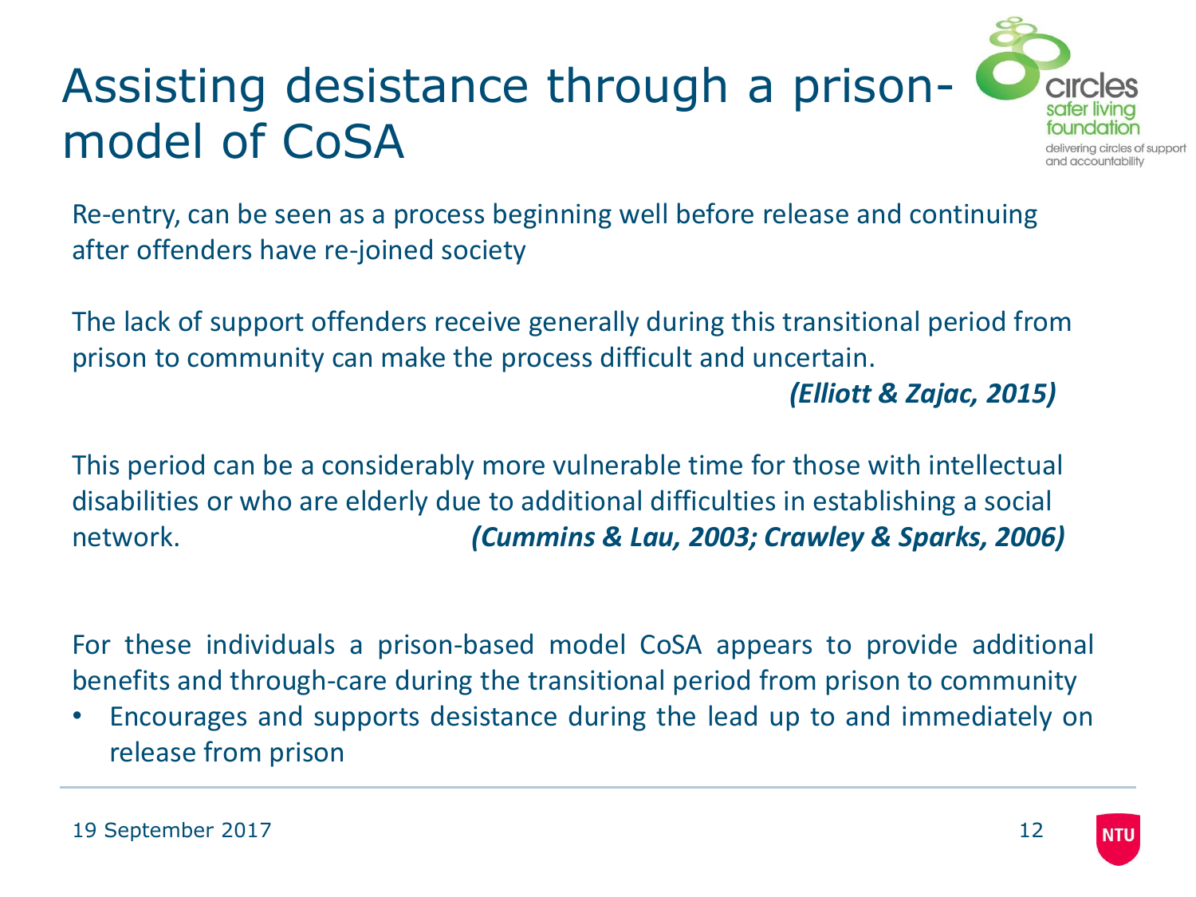# Assisting desistance through a prison-model of CoSA

Re-entry, can be seen as a process beginning well before release and continuing after offenders have re-joined society

The lack of support offenders receive generally during this transitional period from prison to community can make the process difficult and uncertain.

***(Elliott & Zajac, 2015)***

This period can be a considerably more vulnerable time for those with intellectual disabilities or who are elderly due to additional difficulties in establishing a social network. ***(Cummins & Lau, 2003; Crawley & Sparks, 2006)***

For these individuals a prison-based model CoSA appears to provide additional benefits and through-care during the transitional period from prison to community

- Encourages and supports desistance during the lead up to and immediately on release from prison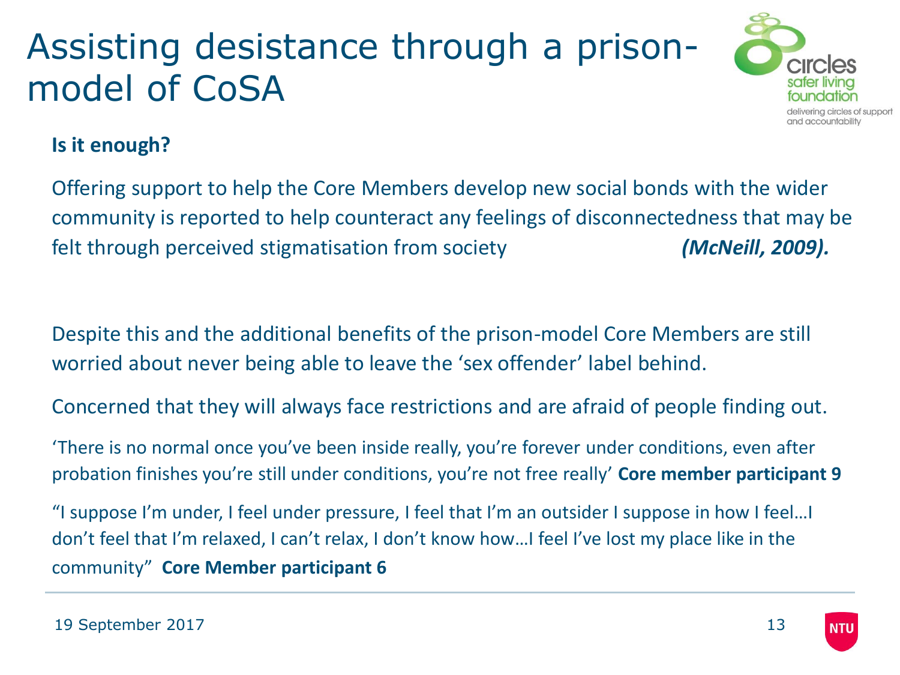# Assisting desistance through a prison-model of CoSA

**Is it enough?**

Offering support to help the Core Members develop new social bonds with the wider community is reported to help counteract any feelings of disconnectedness that may be felt through perceived stigmatisation from society ***(McNeill, 2009).***

Despite this and the additional benefits of the prison-model Core Members are still worried about never being able to leave the 'sex offender' label behind.

Concerned that they will always face restrictions and are afraid of people finding out.

'There is no normal once you've been inside really, you're forever under conditions, even after probation finishes you're still under conditions, you're not free really' **Core member participant 9**

"I suppose I'm under, I feel under pressure, I feel that I'm an outsider I suppose in how I feel…I don't feel that I'm relaxed, I can't relax, I don't know how…I feel I've lost my place like in the community" **Core Member participant 6**

19 September 2017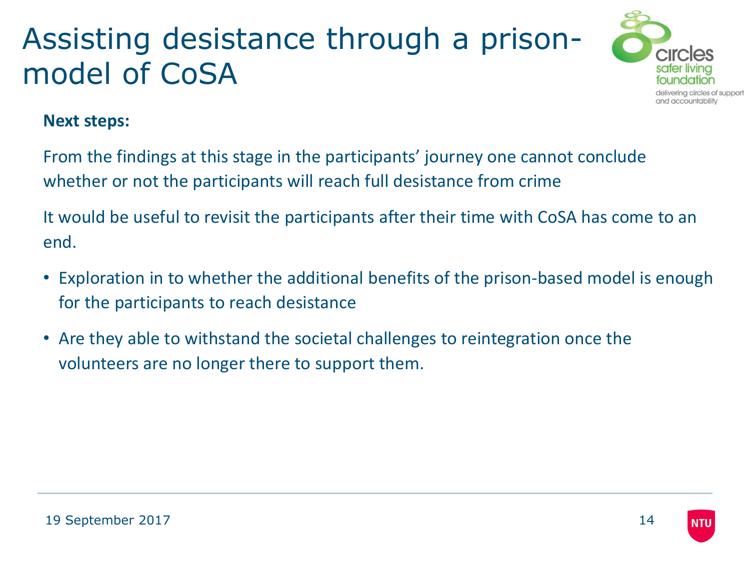# Assisting desistance through a prison-model of CoSA

**Next steps:**

From the findings at this stage in the participants' journey one cannot conclude whether or not the participants will reach full desistance from crime

It would be useful to revisit the participants after their time with CoSA has come to an end.

- Exploration in to whether the additional benefits of the prison-based model is enough for the participants to reach desistance
- Are they able to withstand the societal challenges to reintegration once the volunteers are no longer there to support them.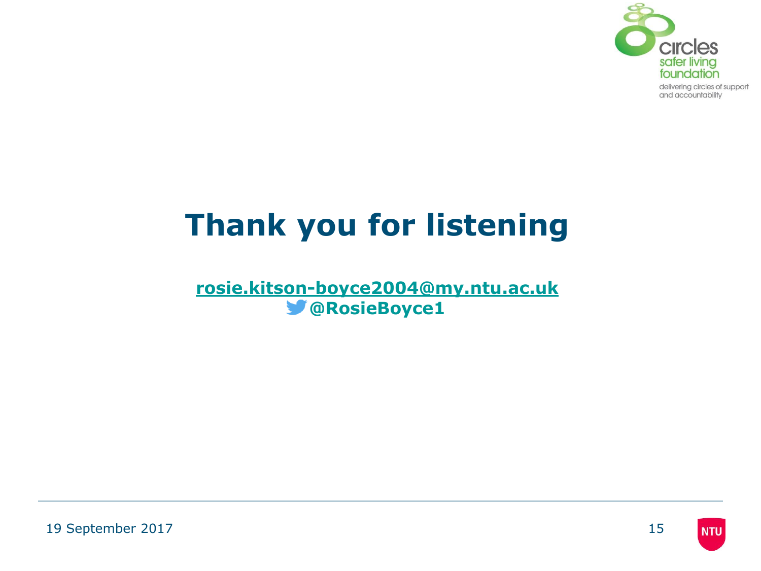# Thank you for listening

**rosie.kitson-boyce2004@my.ntu.ac.uk**
**@RosieBoyce1**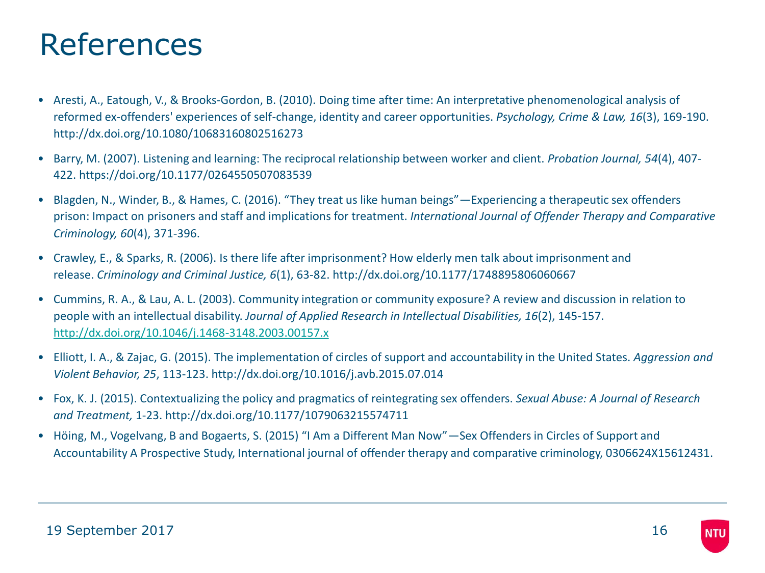# References

- Aresti, A., Eatough, V., & Brooks-Gordon, B. (2010). Doing time after time: An interpretative phenomenological analysis of reformed ex-offenders' experiences of self-change, identity and career opportunities. *Psychology, Crime & Law, 16*(3), 169-190. http://dx.doi.org/10.1080/10683160802516273
- Barry, M. (2007). Listening and learning: The reciprocal relationship between worker and client. *Probation Journal, 54*(4), 407-422. https://doi.org/10.1177/0264550507083539
- Blagden, N., Winder, B., & Hames, C. (2016). "They treat us like human beings"—Experiencing a therapeutic sex offenders prison: Impact on prisoners and staff and implications for treatment. *International Journal of Offender Therapy and Comparative Criminology, 60*(4), 371-396.
- Crawley, E., & Sparks, R. (2006). Is there life after imprisonment? How elderly men talk about imprisonment and release. *Criminology and Criminal Justice, 6*(1), 63-82. http://dx.doi.org/10.1177/1748895806060667
- Cummins, R. A., & Lau, A. L. (2003). Community integration or community exposure? A review and discussion in relation to people with an intellectual disability. *Journal of Applied Research in Intellectual Disabilities, 16*(2), 145-157. http://dx.doi.org/10.1046/j.1468-3148.2003.00157.x
- Elliott, I. A., & Zajac, G. (2015). The implementation of circles of support and accountability in the United States. *Aggression and Violent Behavior, 25*, 113-123. http://dx.doi.org/10.1016/j.avb.2015.07.014
- Fox, K. J. (2015). Contextualizing the policy and pragmatics of reintegrating sex offenders. *Sexual Abuse: A Journal of Research and Treatment,* 1-23. http://dx.doi.org/10.1177/1079063215574711
- Höing, M., Vogelvang, B and Bogaerts, S. (2015) "I Am a Different Man Now"—Sex Offenders in Circles of Support and Accountability A Prospective Study, International journal of offender therapy and comparative criminology, 0306624X15612431.

19 September 2017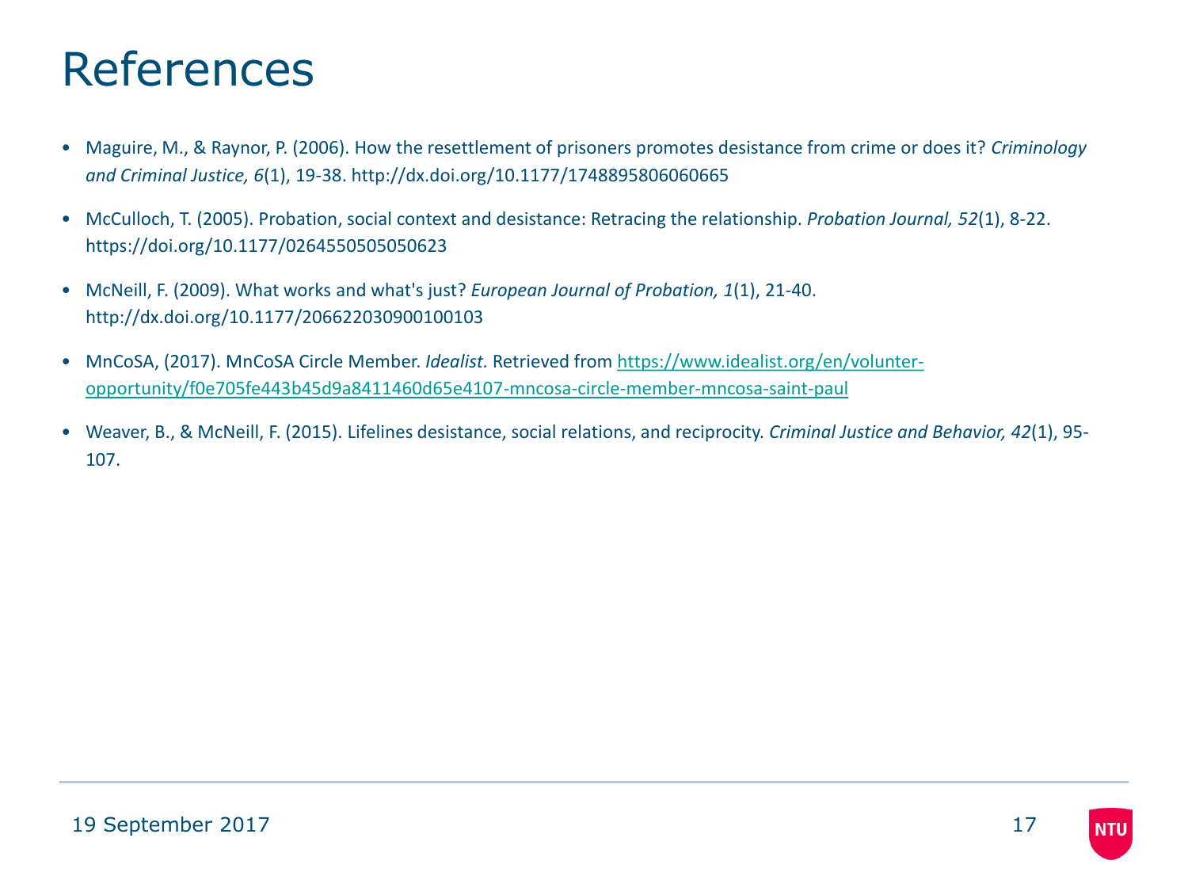# References

- Maguire, M., & Raynor, P. (2006). How the resettlement of prisoners promotes desistance from crime or does it? *Criminology and Criminal Justice, 6*(1), 19-38. http://dx.doi.org/10.1177/1748895806060665
- McCulloch, T. (2005). Probation, social context and desistance: Retracing the relationship. *Probation Journal, 52*(1), 8-22. https://doi.org/10.1177/0264550505050623
- McNeill, F. (2009). What works and what's just? *European Journal of Probation, 1*(1), 21-40. http://dx.doi.org/10.1177/206622030900100103
- MnCoSA, (2017). MnCoSA Circle Member. *Idealist.* Retrieved from [https://www.idealist.org/en/volunter-opportunity/f0e705fe443b45d9a8411460d65e4107-mncosa-circle-member-mncosa-saint-paul](https://www.idealist.org/en/volunter-opportunity/f0e705fe443b45d9a8411460d65e4107-mncosa-circle-member-mncosa-saint-paul)
- Weaver, B., & McNeill, F. (2015). Lifelines desistance, social relations, and reciprocity. *Criminal Justice and Behavior, 42*(1), 95-107.